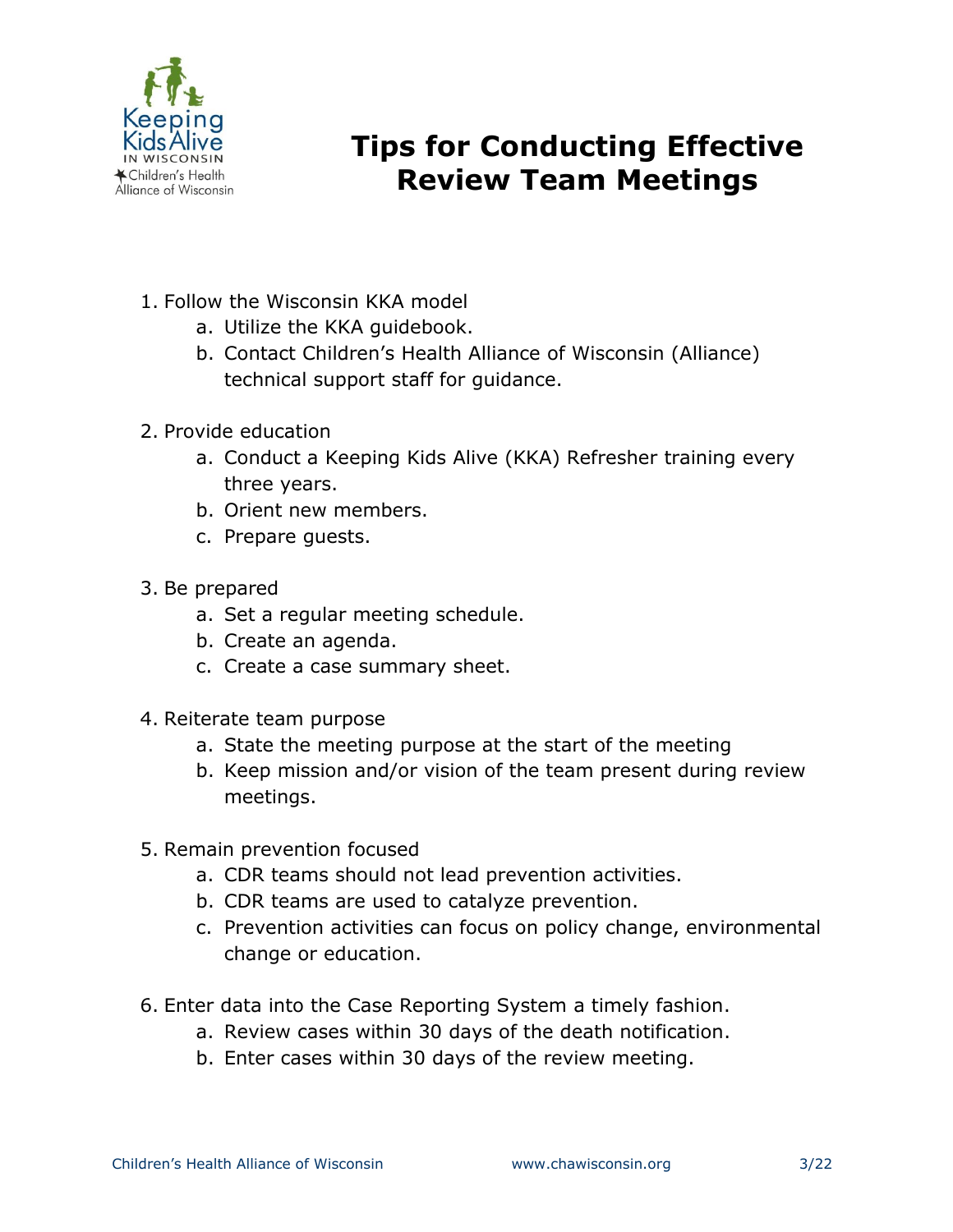# Tips for Conducting Effective Review Team Meetings

1. Follow the Wisconsin KKA model
    a. Utilize the KKA guidebook.
    b. Contact Children's Health Alliance of Wisconsin (Alliance) technical support staff for guidance.

2. Provide education
    a. Conduct a Keeping Kids Alive (KKA) Refresher training every three years.
    b. Orient new members.
    c. Prepare guests.

3. Be prepared
    a. Set a regular meeting schedule.
    b. Create an agenda.
    c. Create a case summary sheet.

4. Reiterate team purpose
    a. State the meeting purpose at the start of the meeting
    b. Keep mission and/or vision of the team present during review meetings.

5. Remain prevention focused
    a. CDR teams should not lead prevention activities.
    b. CDR teams are used to catalyze prevention.
    c. Prevention activities can focus on policy change, environmental change or education.

6. Enter data into the Case Reporting System a timely fashion.
    a. Review cases within 30 days of the death notification.
    b. Enter cases within 30 days of the review meeting.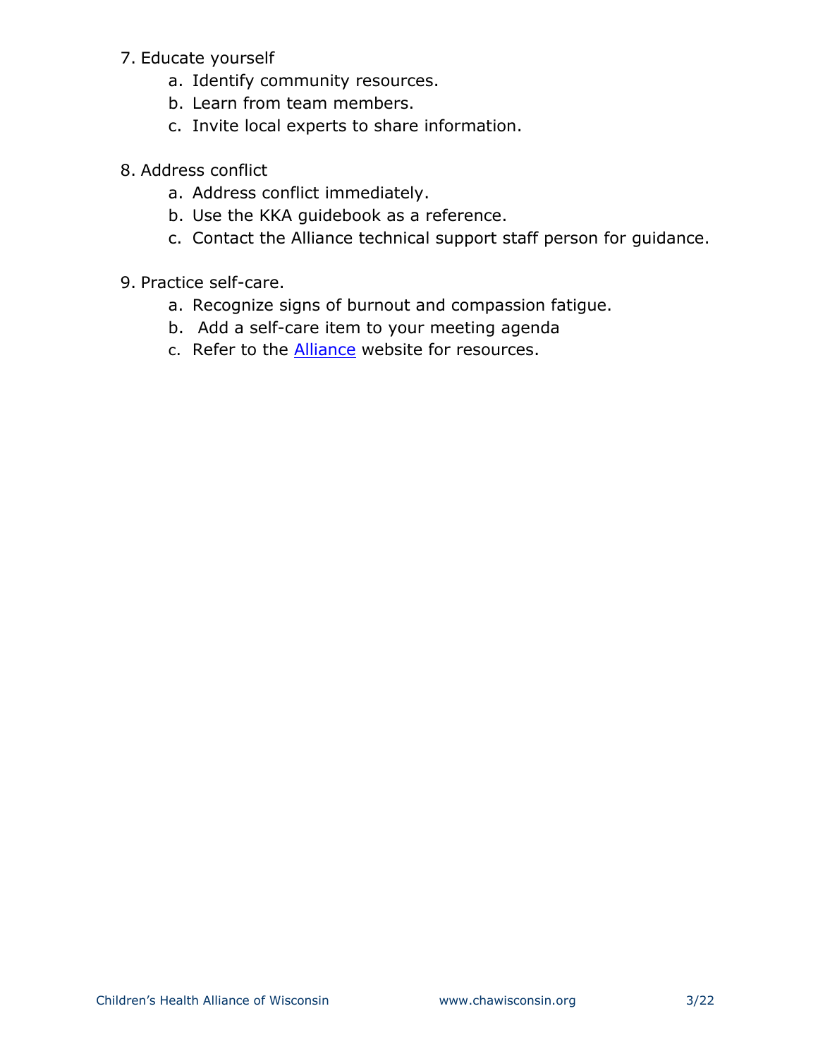7. Educate yourself
    a. Identify community resources.
    b. Learn from team members.
    c. Invite local experts to share information.

8. Address conflict
    a. Address conflict immediately.
    b. Use the KKA guidebook as a reference.
    c. Contact the Alliance technical support staff person for guidance.

9. Practice self-care.
    a. Recognize signs of burnout and compassion fatigue.
    b. Add a self-care item to your meeting agenda
    c. Refer to the Alliance website for resources.